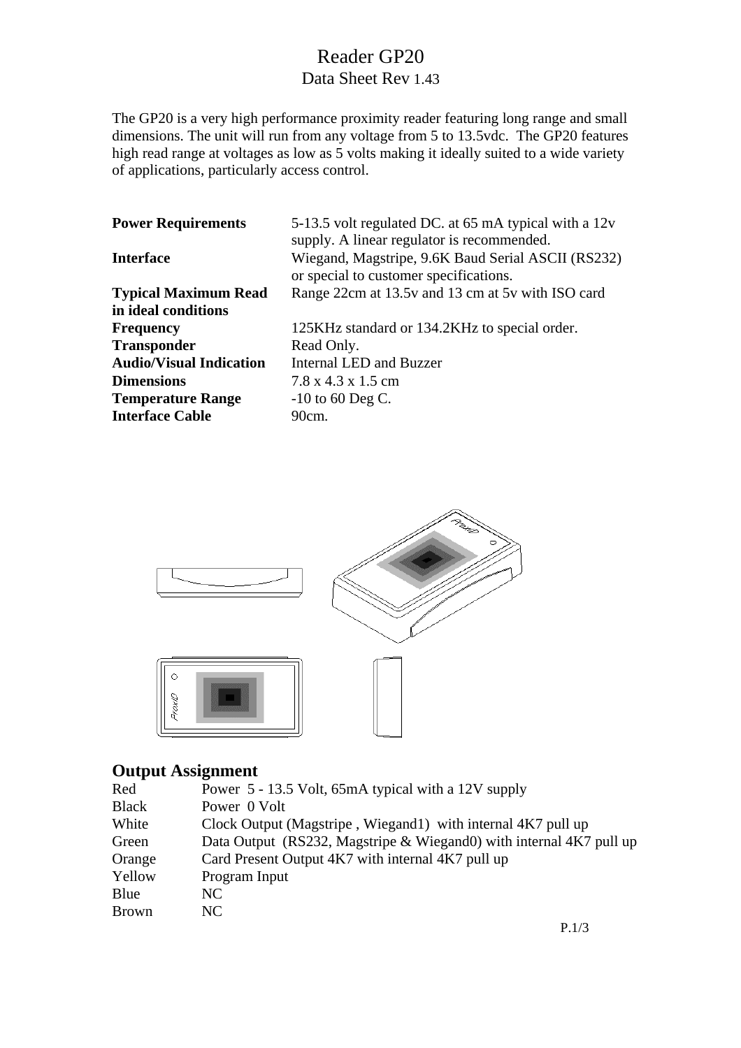# Reader GP20

Data Sheet Rev 1.43

The GP20 is a very high performance proximity reader featuring long range and small dimensions. The unit will run from any voltage from 5 to 13.5vdc. The GP20 features high read range at voltages as low as 5 volts making it ideally suited to a wide variety of applications, particularly access control.

| | |
|---|---|
| **Power Requirements** | 5-13.5 volt regulated DC. at 65 mA typical with a 12v supply. A linear regulator is recommended. |
| **Interface** | Wiegand, Magstripe, 9.6K Baud Serial ASCII (RS232) or special to customer specifications. |
| **Typical Maximum Read in ideal conditions** | Range 22cm at 13.5v and 13 cm at 5v with ISO card |
| **Frequency** | 125KHz standard or 134.2KHz to special order. |
| **Transponder** | Read Only. |
| **Audio/Visual Indication** | Internal LED and Buzzer |
| **Dimensions** | 7.8 x 4.3 x 1.5 cm |
| **Temperature Range** | -10 to 60 Deg C. |
| **Interface Cable** | 90cm. |

## Output Assignment

| | |
|---|---|
| Red | Power 5 - 13.5 Volt, 65mA typical with a 12V supply |
| Black | Power 0 Volt |
| White | Clock Output (Magstripe , Wiegand1) with internal 4K7 pull up |
| Green | Data Output (RS232, Magstripe & Wiegand0) with internal 4K7 pull up |
| Orange | Card Present Output 4K7 with internal 4K7 pull up |
| Yellow | Program Input |
| Blue | NC |
| Brown | NC |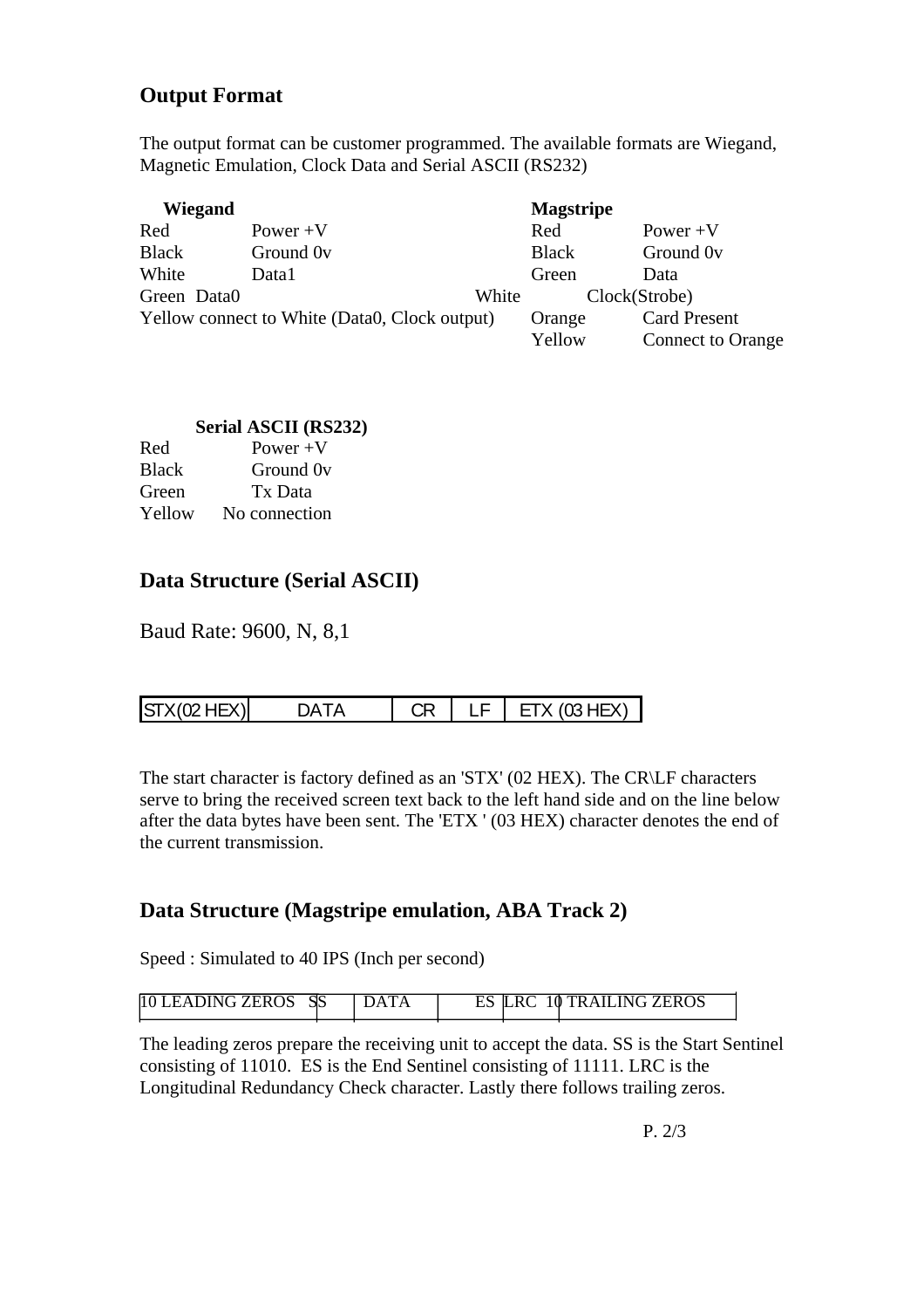## Output Format

The output format can be customer programmed. The available formats are Wiegand, Magnetic Emulation, Clock Data and Serial ASCII (RS232)

**Wiegand**

| | |
|---|---|
| Red | Power +V |
| Black | Ground 0v |
| White | Data1 |
| Green | Data0 |

Yellow connect to White (Data0, Clock output)

**Magstripe**

| | |
|---|---|
| Red | Power +V |
| Black | Ground 0v |
| Green | Data |
| White | Clock(Strobe) |
| Orange | Card Present |
| Yellow | Connect to Orange |

**Serial ASCII (RS232)**

| | |
|---|---|
| Red | Power +V |
| Black | Ground 0v |
| Green | Tx Data |
| Yellow | No connection |

## Data Structure (Serial ASCII)

Baud Rate: 9600, N, 8,1

| STX(02 HEX) | DATA | CR | LF | ETX (03 HEX) |
|---|---|---|---|---|

The start character is factory defined as an 'STX' (02 HEX). The CR\LF characters serve to bring the received screen text back to the left hand side and on the line below after the data bytes have been sent. The 'ETX ' (03 HEX) character denotes the end of the current transmission.

## Data Structure (Magstripe emulation, ABA Track 2)

Speed : Simulated to 40 IPS (Inch per second)

| 10 LEADING ZEROS | SS | DATA | ES | LRC | 10 TRAILING ZEROS |
|---|---|---|---|---|---|

The leading zeros prepare the receiving unit to accept the data. SS is the Start Sentinel consisting of 11010. ES is the End Sentinel consisting of 11111. LRC is the Longitudinal Redundancy Check character. Lastly there follows trailing zeros.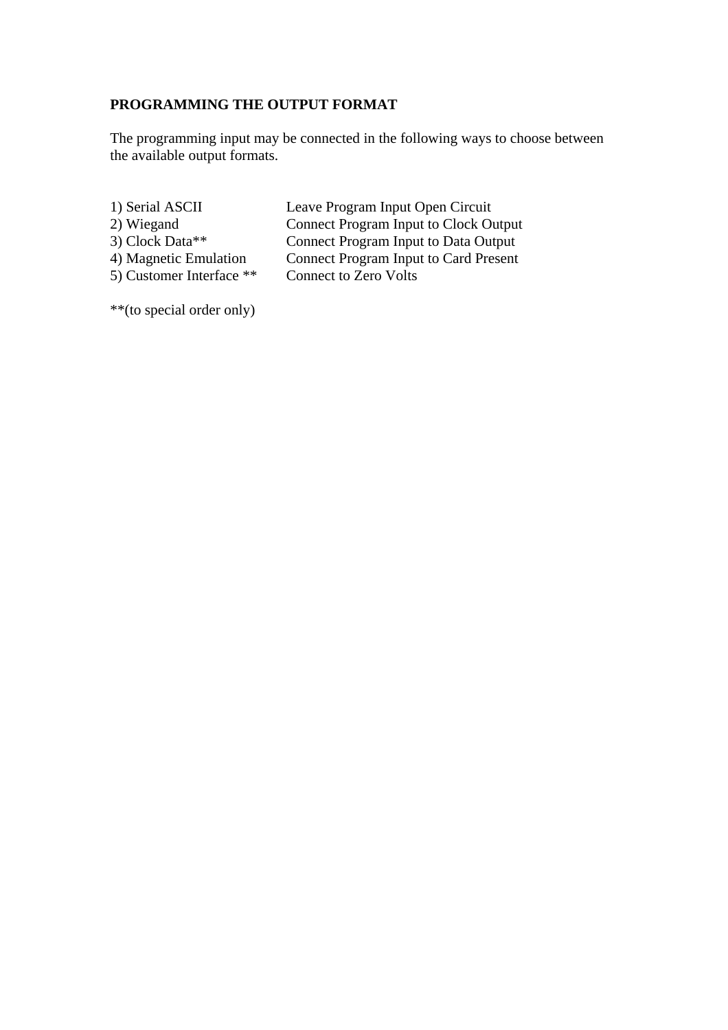**PROGRAMMING THE OUTPUT FORMAT**

The programming input may be connected in the following ways to choose between the available output formats.

| | |
|---|---|
| 1) Serial ASCII | Leave Program Input Open Circuit |
| 2) Wiegand | Connect Program Input to Clock Output |
| 3) Clock Data** | Connect Program Input to Data Output |
| 4) Magnetic Emulation | Connect Program Input to Card Present |
| 5) Customer Interface ** | Connect to Zero Volts |

**(to special order only)